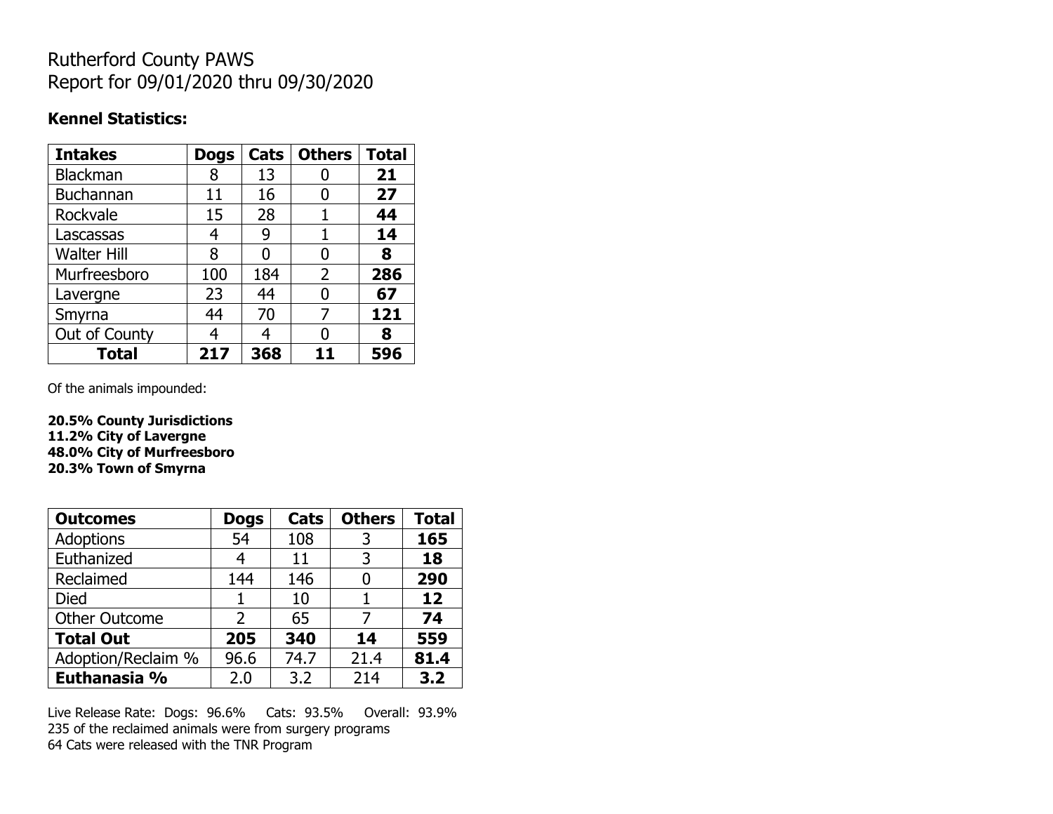# Rutherford County PAWS
# Report for 09/01/2020 thru 09/30/2020

**Kennel Statistics:**

| **Intakes** | **Dogs** | **Cats** | **Others** | **Total** |
|---|---|---|---|---|
| Blackman | 8 | 13 | 0 | **21** |
| Buchannan | 11 | 16 | 0 | **27** |
| Rockvale | 15 | 28 | 1 | **44** |
| Lascassas | 4 | 9 | 1 | **14** |
| Walter Hill | 8 | 0 | 0 | **8** |
| Murfreesboro | 100 | 184 | 2 | **286** |
| Lavergne | 23 | 44 | 0 | **67** |
| Smyrna | 44 | 70 | 7 | **121** |
| Out of County | 4 | 4 | 0 | **8** |
| **Total** | **217** | **368** | **11** | **596** |

Of the animals impounded:

**20.5% County Jurisdictions**
**11.2% City of Lavergne**
**48.0% City of Murfreesboro**
**20.3% Town of Smyrna**

| **Outcomes** | **Dogs** | **Cats** | **Others** | **Total** |
|---|---|---|---|---|
| Adoptions | 54 | 108 | 3 | **165** |
| Euthanized | 4 | 11 | 3 | **18** |
| Reclaimed | 144 | 146 | 0 | **290** |
| Died | 1 | 10 | 1 | **12** |
| Other Outcome | 2 | 65 | 7 | **74** |
| **Total Out** | **205** | **340** | **14** | **559** |
| Adoption/Reclaim % | 96.6 | 74.7 | 21.4 | **81.4** |
| **Euthanasia %** | 2.0 | 3.2 | 214 | **3.2** |

Live Release Rate: Dogs: 96.6% Cats: 93.5% Overall: 93.9%
235 of the reclaimed animals were from surgery programs
64 Cats were released with the TNR Program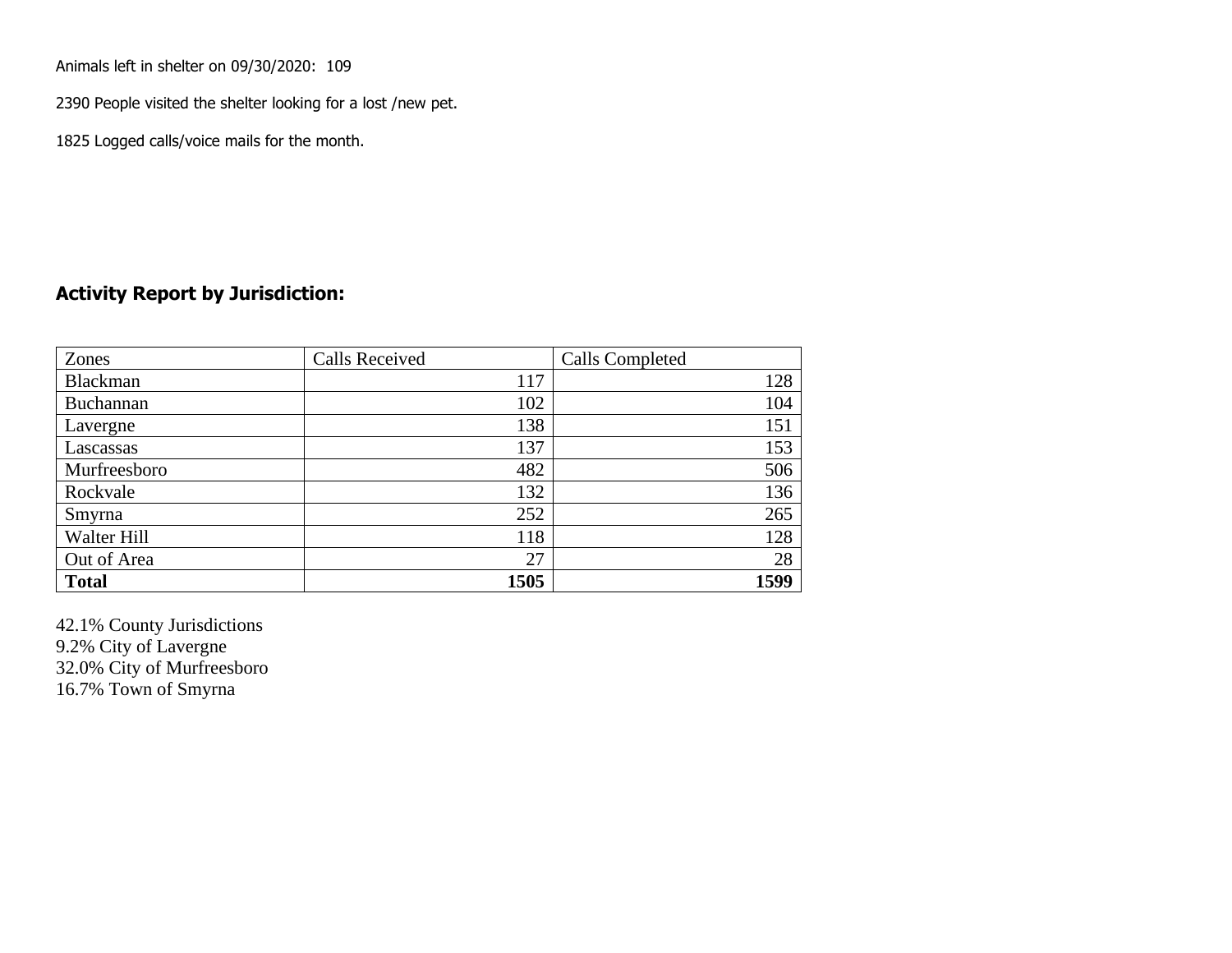Animals left in shelter on 09/30/2020: 109

2390 People visited the shelter looking for a lost /new pet.

1825 Logged calls/voice mails for the month.

## Activity Report by Jurisdiction:

| Zones | Calls Received | Calls Completed |
|---|---|---|
| Blackman | 117 | 128 |
| Buchannan | 102 | 104 |
| Lavergne | 138 | 151 |
| Lascassas | 137 | 153 |
| Murfreesboro | 482 | 506 |
| Rockvale | 132 | 136 |
| Smyrna | 252 | 265 |
| Walter Hill | 118 | 128 |
| Out of Area | 27 | 28 |
| **Total** | **1505** | **1599** |

42.1% County Jurisdictions
9.2% City of Lavergne
32.0% City of Murfreesboro
16.7% Town of Smyrna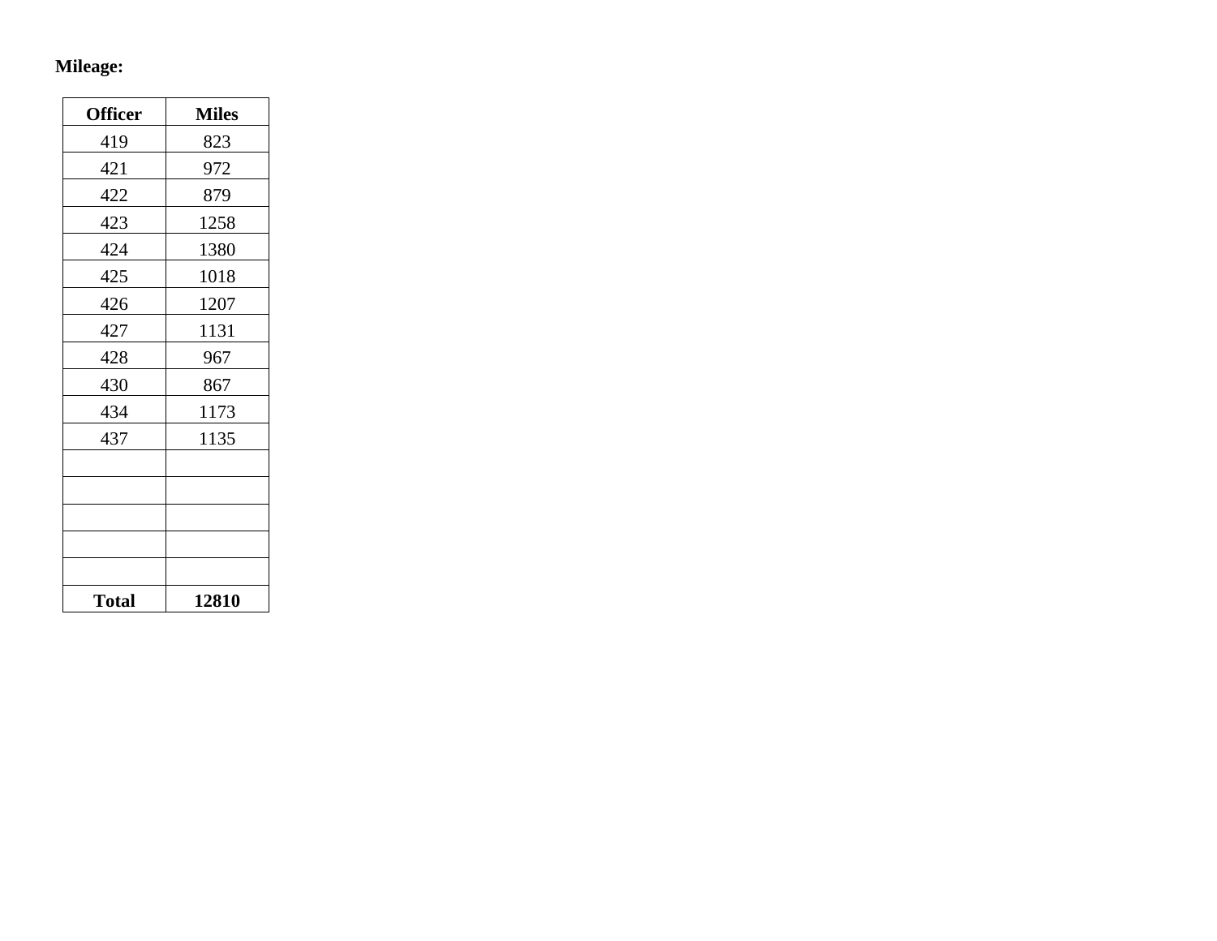**Mileage:**

| Officer | Miles |
|---|---|
| 419 | 823 |
| 421 | 972 |
| 422 | 879 |
| 423 | 1258 |
| 424 | 1380 |
| 425 | 1018 |
| 426 | 1207 |
| 427 | 1131 |
| 428 | 967 |
| 430 | 867 |
| 434 | 1173 |
| 437 | 1135 |
| | |
| | |
| | |
| | |
| | |
| **Total** | **12810** |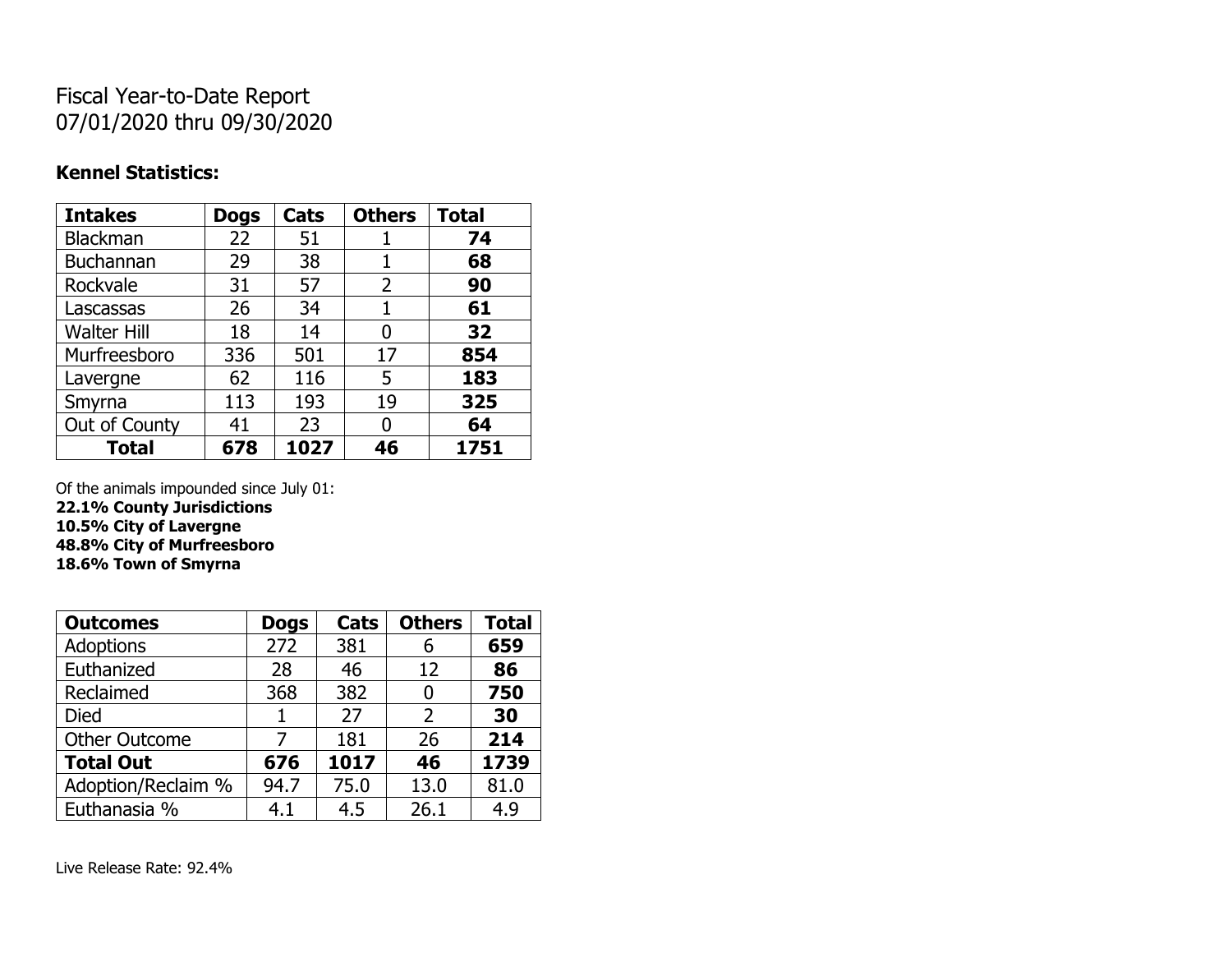Fiscal Year-to-Date Report
07/01/2020 thru 09/30/2020

**Kennel Statistics:**

| Intakes | Dogs | Cats | Others | Total |
|---|---|---|---|---|
| Blackman | 22 | 51 | 1 | **74** |
| Buchannan | 29 | 38 | 1 | **68** |
| Rockvale | 31 | 57 | 2 | **90** |
| Lascassas | 26 | 34 | 1 | **61** |
| Walter Hill | 18 | 14 | 0 | **32** |
| Murfreesboro | 336 | 501 | 17 | **854** |
| Lavergne | 62 | 116 | 5 | **183** |
| Smyrna | 113 | 193 | 19 | **325** |
| Out of County | 41 | 23 | 0 | **64** |
| **Total** | **678** | **1027** | **46** | **1751** |

Of the animals impounded since July 01:
**22.1% County Jurisdictions**
**10.5% City of Lavergne**
**48.8% City of Murfreesboro**
**18.6% Town of Smyrna**

| Outcomes | Dogs | Cats | Others | Total |
|---|---|---|---|---|
| Adoptions | 272 | 381 | 6 | **659** |
| Euthanized | 28 | 46 | 12 | **86** |
| Reclaimed | 368 | 382 | 0 | **750** |
| Died | 1 | 27 | 2 | **30** |
| Other Outcome | 7 | 181 | 26 | **214** |
| **Total Out** | **676** | **1017** | **46** | **1739** |
| Adoption/Reclaim % | 94.7 | 75.0 | 13.0 | 81.0 |
| Euthanasia % | 4.1 | 4.5 | 26.1 | 4.9 |

Live Release Rate: 92.4%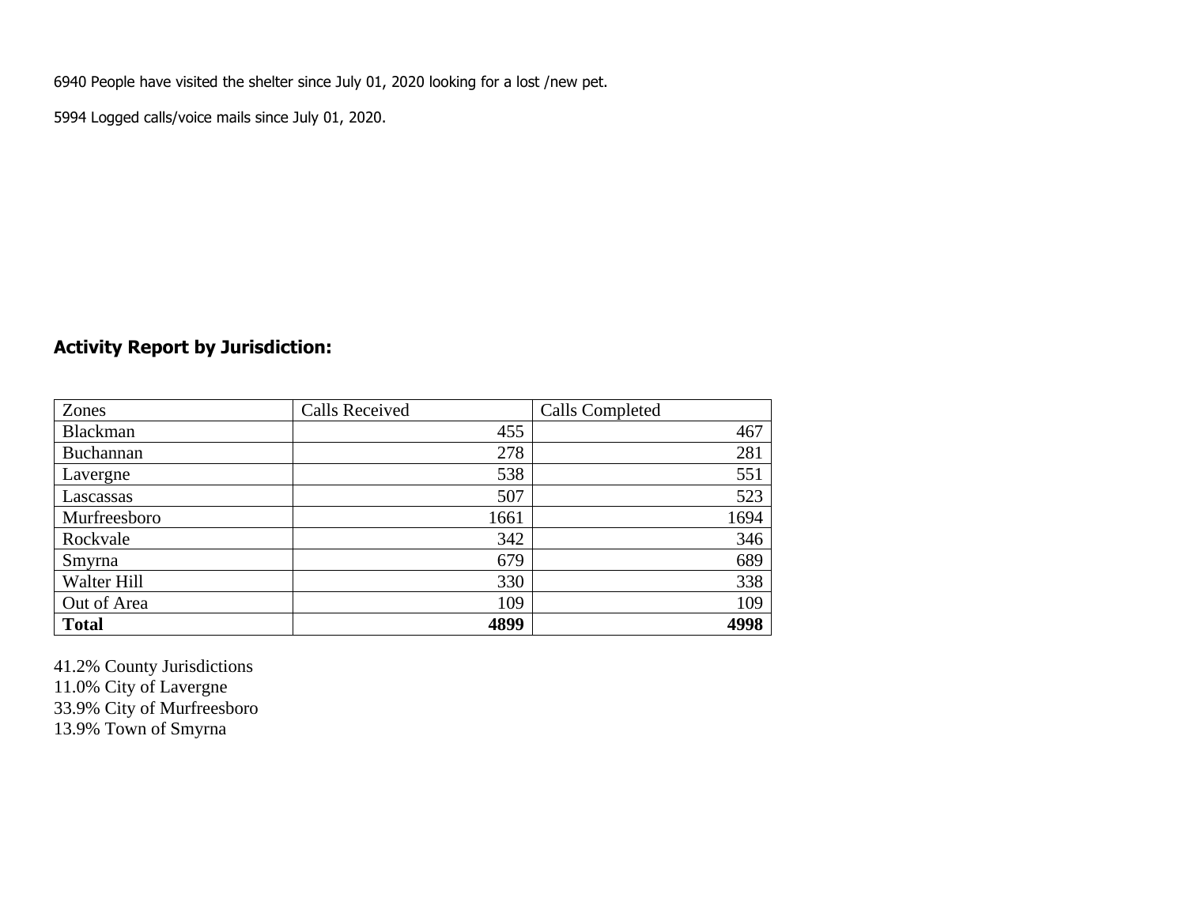6940 People have visited the shelter since July 01, 2020 looking for a lost /new pet.

5994 Logged calls/voice mails since July 01, 2020.

## Activity Report by Jurisdiction:

| Zones | Calls Received | Calls Completed |
|---|---|---|
| Blackman | 455 | 467 |
| Buchannan | 278 | 281 |
| Lavergne | 538 | 551 |
| Lascassas | 507 | 523 |
| Murfreesboro | 1661 | 1694 |
| Rockvale | 342 | 346 |
| Smyrna | 679 | 689 |
| Walter Hill | 330 | 338 |
| Out of Area | 109 | 109 |
| **Total** | **4899** | **4998** |

41.2% County Jurisdictions
11.0% City of Lavergne
33.9% City of Murfreesboro
13.9% Town of Smyrna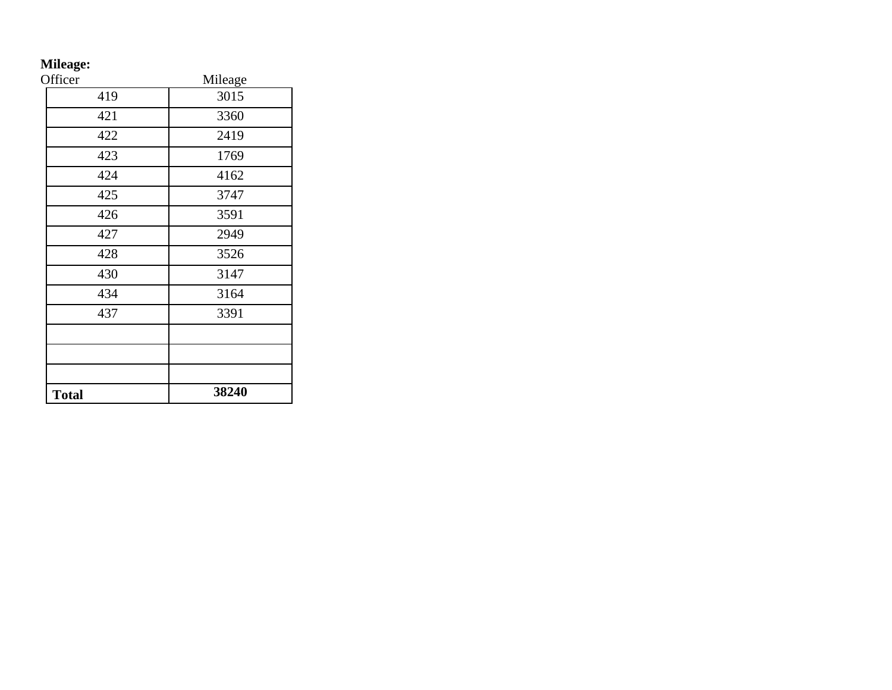**Mileage:**

| Officer | Mileage |
|---|---|
| 419 | 3015 |
| 421 | 3360 |
| 422 | 2419 |
| 423 | 1769 |
| 424 | 4162 |
| 425 | 3747 |
| 426 | 3591 |
| 427 | 2949 |
| 428 | 3526 |
| 430 | 3147 |
| 434 | 3164 |
| 437 | 3391 |
| | |
| | |
| | |
| **Total** | **38240** |